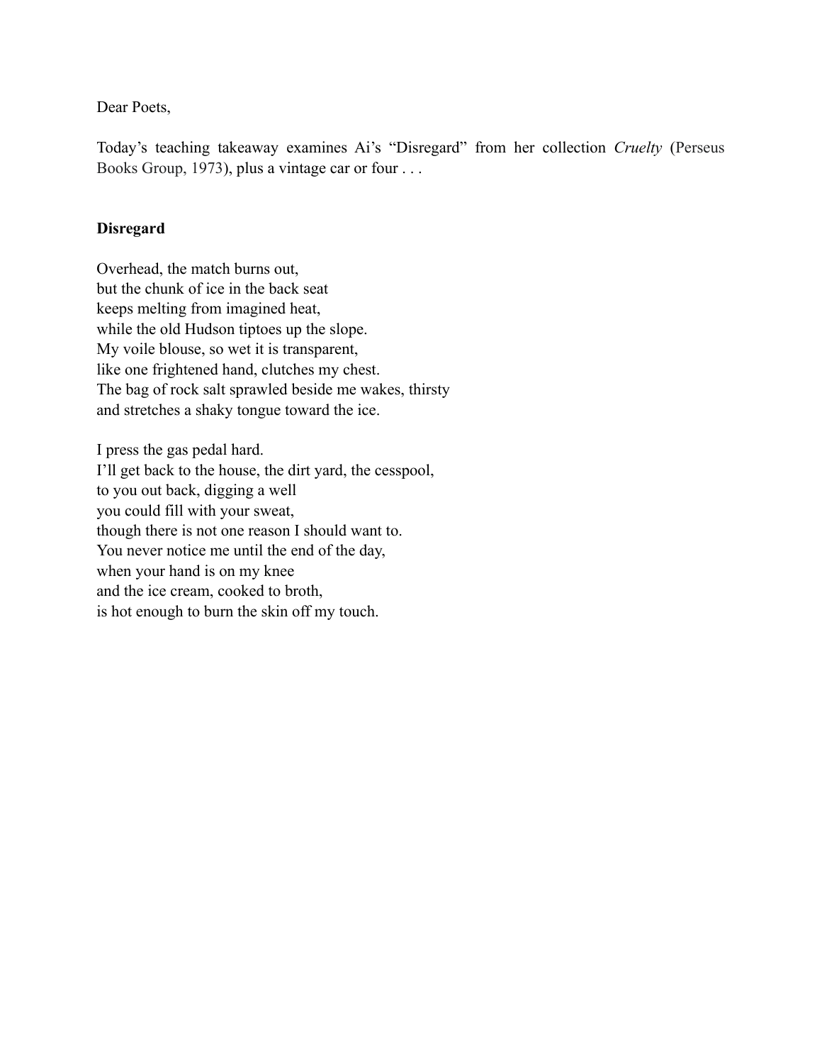Dear Poets,

Today's teaching takeaway examines Ai's "Disregard" from her collection *Cruelty* (Perseus Books Group, 1973), plus a vintage car or four . . .

**Disregard**

Overhead, the match burns out,  
but the chunk of ice in the back seat  
keeps melting from imagined heat,  
while the old Hudson tiptoes up the slope.  
My voile blouse, so wet it is transparent,  
like one frightened hand, clutches my chest.  
The bag of rock salt sprawled beside me wakes, thirsty  
and stretches a shaky tongue toward the ice.

I press the gas pedal hard.  
I'll get back to the house, the dirt yard, the cesspool,  
to you out back, digging a well  
you could fill with your sweat,  
though there is not one reason I should want to.  
You never notice me until the end of the day,  
when your hand is on my knee  
and the ice cream, cooked to broth,  
is hot enough to burn the skin off my touch.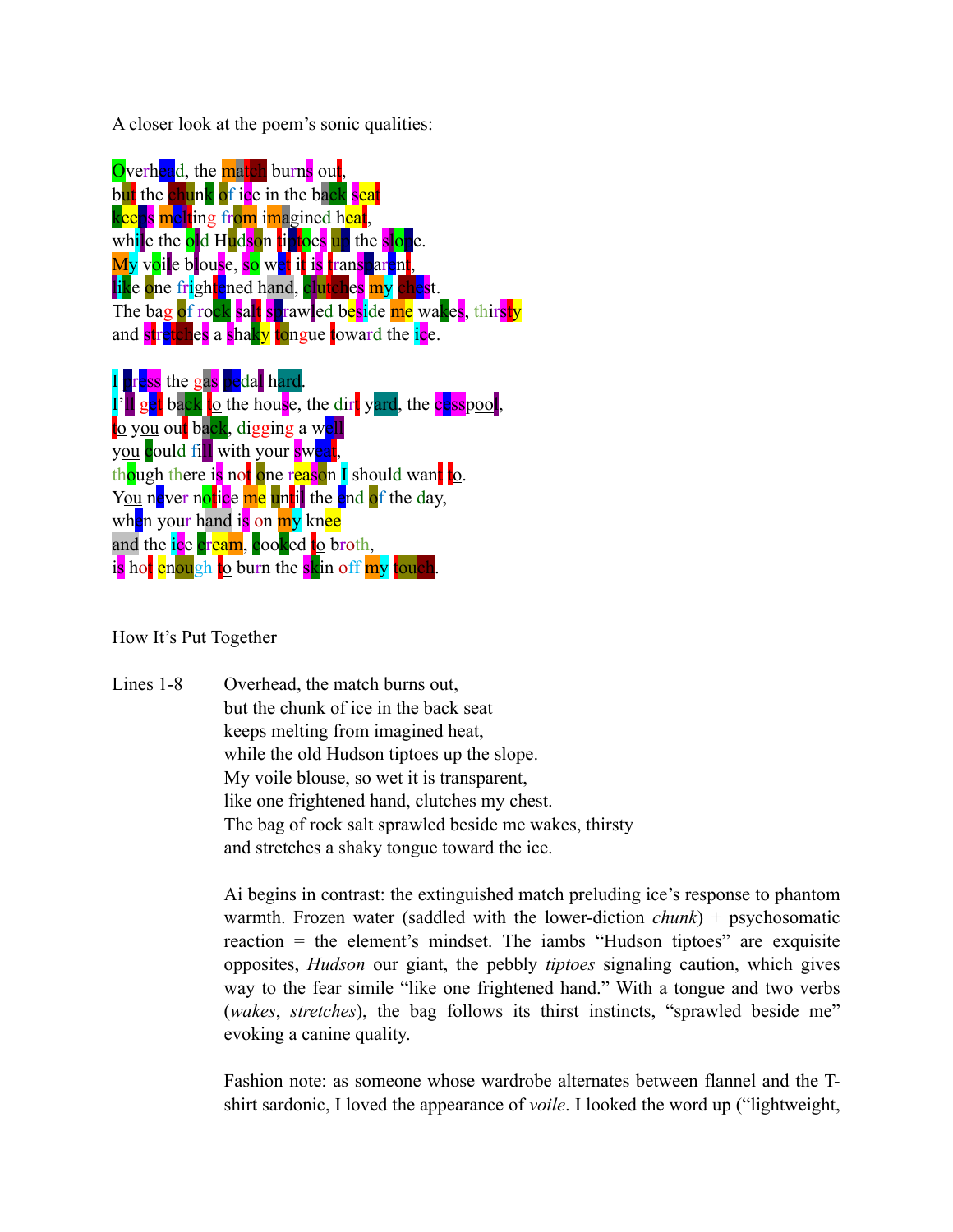A closer look at the poem's sonic qualities:

Overhead, the match burns out,
but the chunk of ice in the back seat
keeps melting from imagined heat,
while the old Hudson tiptoes up the slope.
My voile blouse, so wet it is transparent,
like one frightened hand, clutches my chest.
The bag of rock salt sprawled beside me wakes, thirsty
and stretches a shaky tongue toward the ice.

I press the gas pedal hard.
I'll get back to the house, the dirt yard, the cesspool,
to you out back, digging a well
you could fill with your sweat,
though there is not one reason I should want to.
You never notice me until the end of the day,
when your hand is on my knee
and the ice cream, cooked to broth,
is hot enough to burn the skin off my touch.

<u>How It's Put Together</u>

Lines 1-8

Overhead, the match burns out,
but the chunk of ice in the back seat
keeps melting from imagined heat,
while the old Hudson tiptoes up the slope.
My voile blouse, so wet it is transparent,
like one frightened hand, clutches my chest.
The bag of rock salt sprawled beside me wakes, thirsty
and stretches a shaky tongue toward the ice.

Ai begins in contrast: the extinguished match preluding ice's response to phantom warmth. Frozen water (saddled with the lower-diction *chunk*) + psychosomatic reaction = the element's mindset. The iambs "Hudson tiptoes" are exquisite opposites, *Hudson* our giant, the pebbly *tiptoes* signaling caution, which gives way to the fear simile "like one frightened hand." With a tongue and two verbs (*wakes*, *stretches*), the bag follows its thirst instincts, "sprawled beside me" evoking a canine quality.

Fashion note: as someone whose wardrobe alternates between flannel and the T-shirt sardonic, I loved the appearance of *voile*. I looked the word up ("lightweight,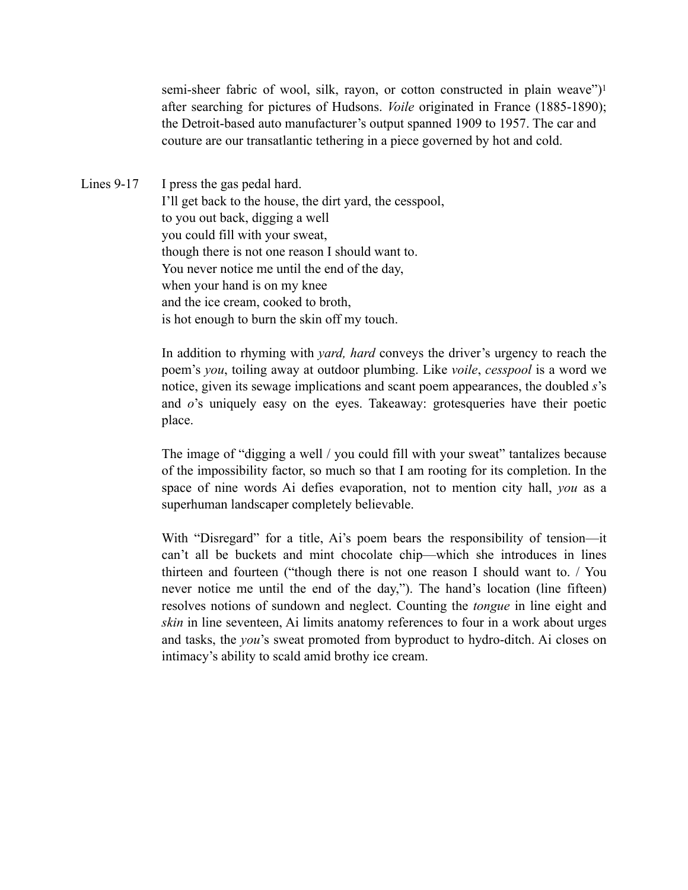semi-sheer fabric of wool, silk, rayon, or cotton constructed in plain weave")[1] after searching for pictures of Hudsons. *Voile* originated in France (1885-1890); the Detroit-based auto manufacturer's output spanned 1909 to 1957. The car and couture are our transatlantic tethering in a piece governed by hot and cold.

Lines 9-17

I press the gas pedal hard.
I'll get back to the house, the dirt yard, the cesspool,
to you out back, digging a well
you could fill with your sweat,
though there is not one reason I should want to.
You never notice me until the end of the day,
when your hand is on my knee
and the ice cream, cooked to broth,
is hot enough to burn the skin off my touch.

In addition to rhyming with *yard, hard* conveys the driver's urgency to reach the poem's *you*, toiling away at outdoor plumbing. Like *voile*, *cesspool* is a word we notice, given its sewage implications and scant poem appearances, the doubled *s*'s and *o*'s uniquely easy on the eyes. Takeaway: grotesqueries have their poetic place.

The image of "digging a well / you could fill with your sweat" tantalizes because of the impossibility factor, so much so that I am rooting for its completion. In the space of nine words Ai defies evaporation, not to mention city hall, *you* as a superhuman landscaper completely believable.

With "Disregard" for a title, Ai's poem bears the responsibility of tension—it can't all be buckets and mint chocolate chip—which she introduces in lines thirteen and fourteen ("though there is not one reason I should want to. / You never notice me until the end of the day,"). The hand's location (line fifteen) resolves notions of sundown and neglect. Counting the *tongue* in line eight and *skin* in line seventeen, Ai limits anatomy references to four in a work about urges and tasks, the *you*'s sweat promoted from byproduct to hydro-ditch. Ai closes on intimacy's ability to scald amid brothy ice cream.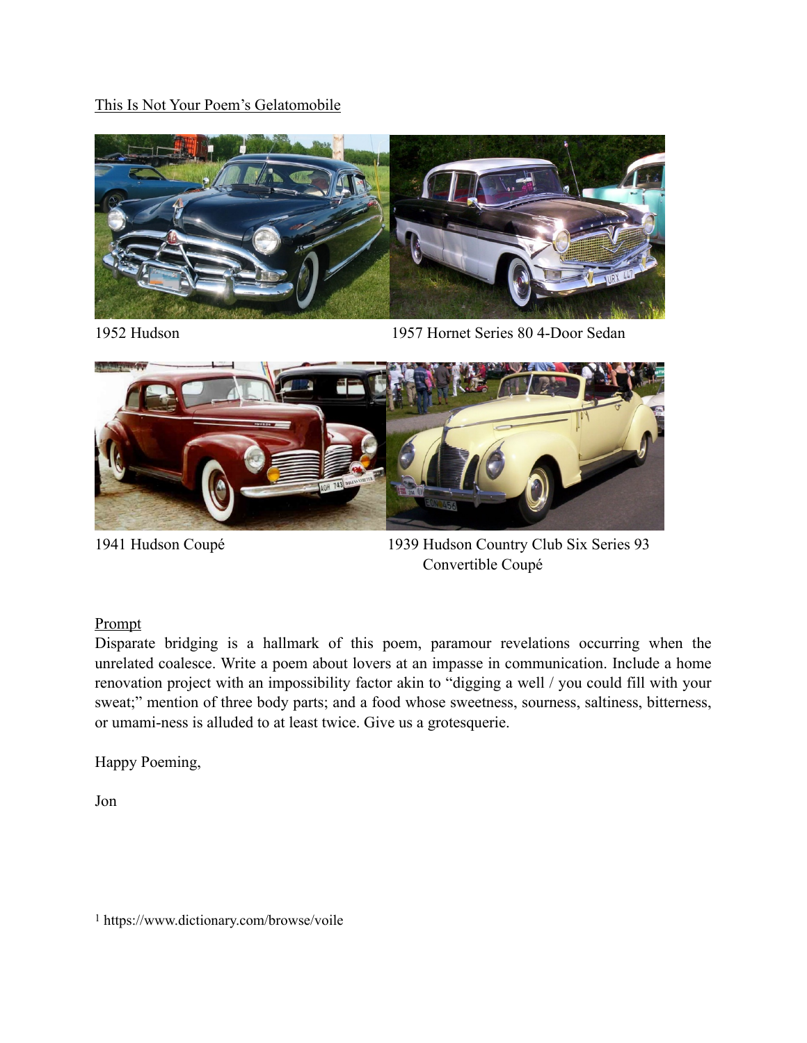This Is Not Your Poem's Gelatomobile

1952 Hudson

1957 Hornet Series 80 4-Door Sedan

1941 Hudson Coupé

1939 Hudson Country Club Six Series 93 Convertible Coupé

Prompt

Disparate bridging is a hallmark of this poem, paramour revelations occurring when the unrelated coalesce. Write a poem about lovers at an impasse in communication. Include a home renovation project with an impossibility factor akin to "digging a well / you could fill with your sweat;" mention of three body parts; and a food whose sweetness, sourness, saltiness, bitterness, or umami-ness is alluded to at least twice. Give us a grotesquerie.

Happy Poeming,

Jon

[1] https://www.dictionary.com/browse/voile